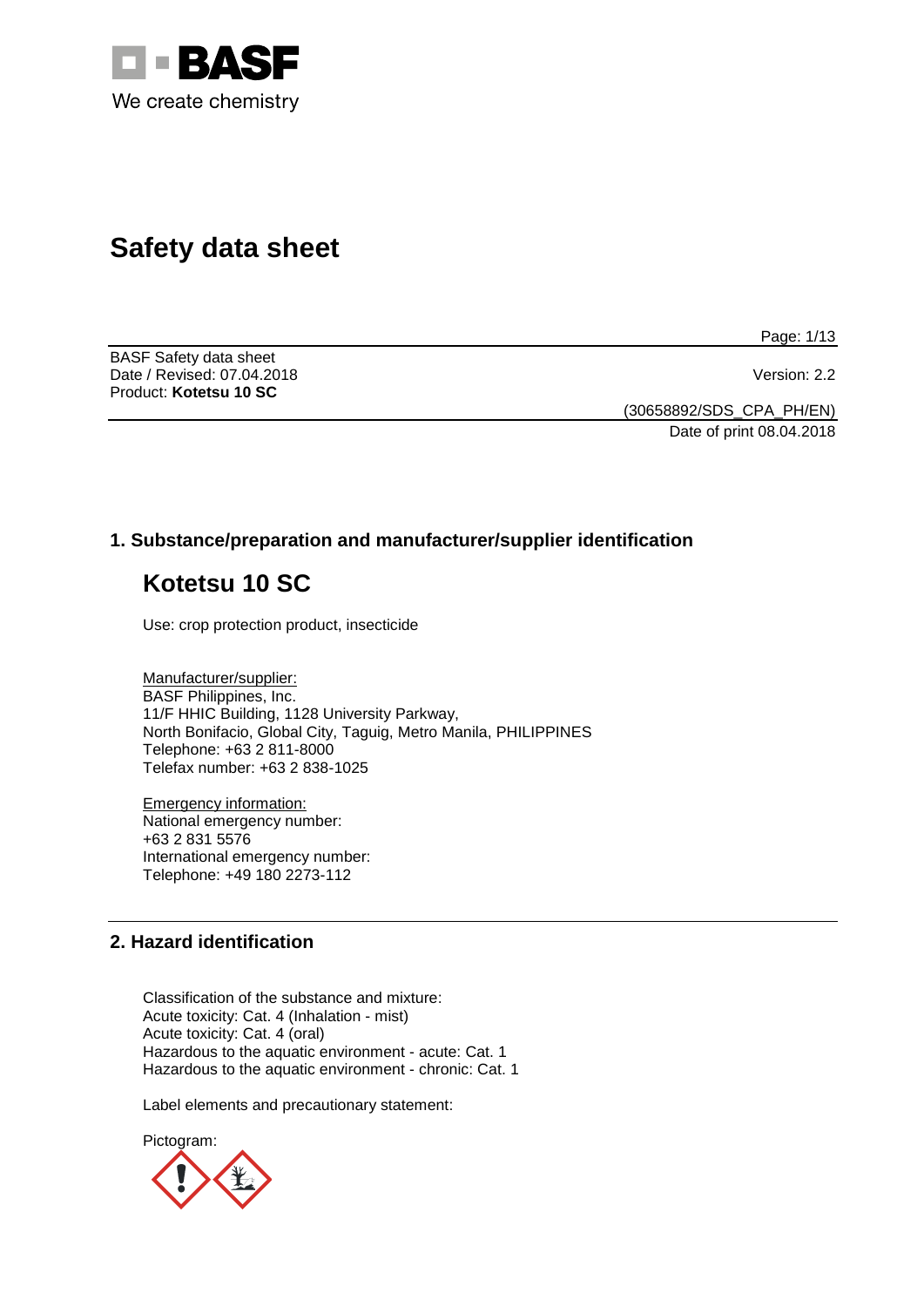# Safety data sheet

BASF Safety data sheet
Date / Revised: 07.04.2018
Product: **Kotetsu 10 SC**

Version: 2.2

(30658892/SDS_CPA_PH/EN)
Date of print 08.04.2018

## 1. Substance/preparation and manufacturer/supplier identification

# Kotetsu 10 SC

Use: crop protection product, insecticide

Manufacturer/supplier:
BASF Philippines, Inc.
11/F HHIC Building, 1128 University Parkway,
North Bonifacio, Global City, Taguig, Metro Manila, PHILIPPINES
Telephone: +63 2 811-8000
Telefax number: +63 2 838-1025

Emergency information:
National emergency number:
+63 2 831 5576
International emergency number:
Telephone: +49 180 2273-112

## 2. Hazard identification

Classification of the substance and mixture:
Acute toxicity: Cat. 4 (Inhalation - mist)
Acute toxicity: Cat. 4 (oral)
Hazardous to the aquatic environment - acute: Cat. 1
Hazardous to the aquatic environment - chronic: Cat. 1

Label elements and precautionary statement:

Pictogram: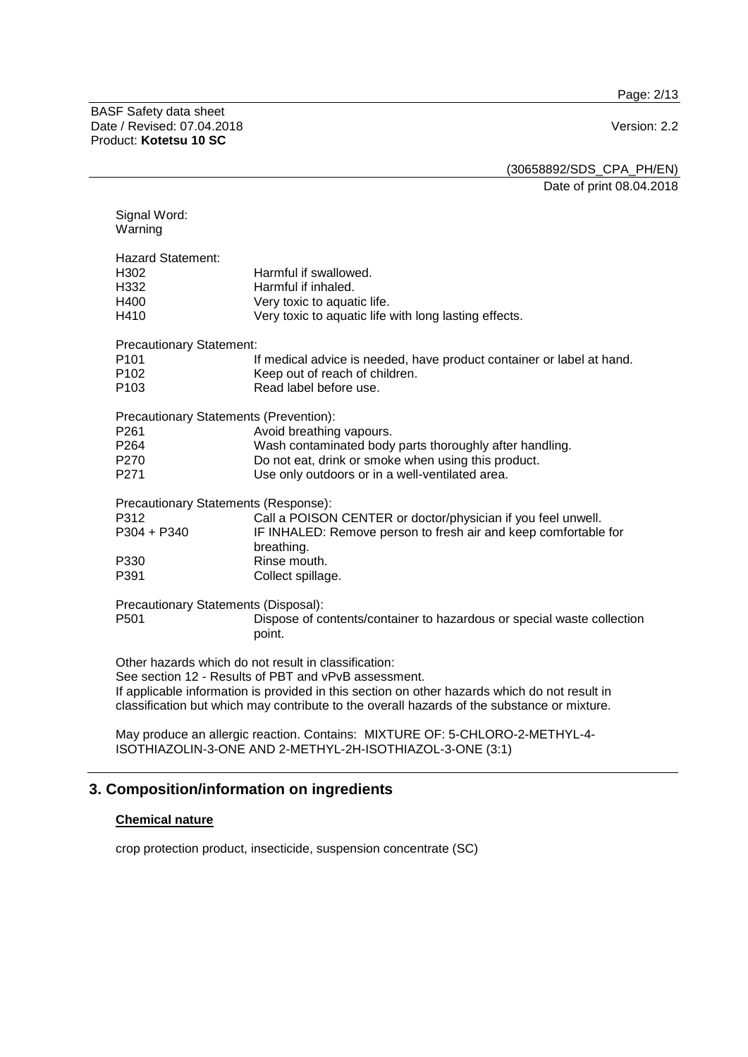Signal Word:
Warning

Hazard Statement:

| | |
|---|---|
| H302 | Harmful if swallowed. |
| H332 | Harmful if inhaled. |
| H400 | Very toxic to aquatic life. |
| H410 | Very toxic to aquatic life with long lasting effects. |

Precautionary Statement:

| | |
|---|---|
| P101 | If medical advice is needed, have product container or label at hand. |
| P102 | Keep out of reach of children. |
| P103 | Read label before use. |

Precautionary Statements (Prevention):

| | |
|---|---|
| P261 | Avoid breathing vapours. |
| P264 | Wash contaminated body parts thoroughly after handling. |
| P270 | Do not eat, drink or smoke when using this product. |
| P271 | Use only outdoors or in a well-ventilated area. |

Precautionary Statements (Response):

| | |
|---|---|
| P312 | Call a POISON CENTER or doctor/physician if you feel unwell. |
| P304 + P340 | IF INHALED: Remove person to fresh air and keep comfortable for breathing. |
| P330 | Rinse mouth. |
| P391 | Collect spillage. |

Precautionary Statements (Disposal):

| | |
|---|---|
| P501 | Dispose of contents/container to hazardous or special waste collection point. |

Other hazards which do not result in classification:
See section 12 - Results of PBT and vPvB assessment.
If applicable information is provided in this section on other hazards which do not result in classification but which may contribute to the overall hazards of the substance or mixture.

May produce an allergic reaction. Contains: MIXTURE OF: 5-CHLORO-2-METHYL-4-ISOTHIAZOLIN-3-ONE AND 2-METHYL-2H-ISOTHIAZOL-3-ONE (3:1)

## 3. Composition/information on ingredients

### Chemical nature

crop protection product, insecticide, suspension concentrate (SC)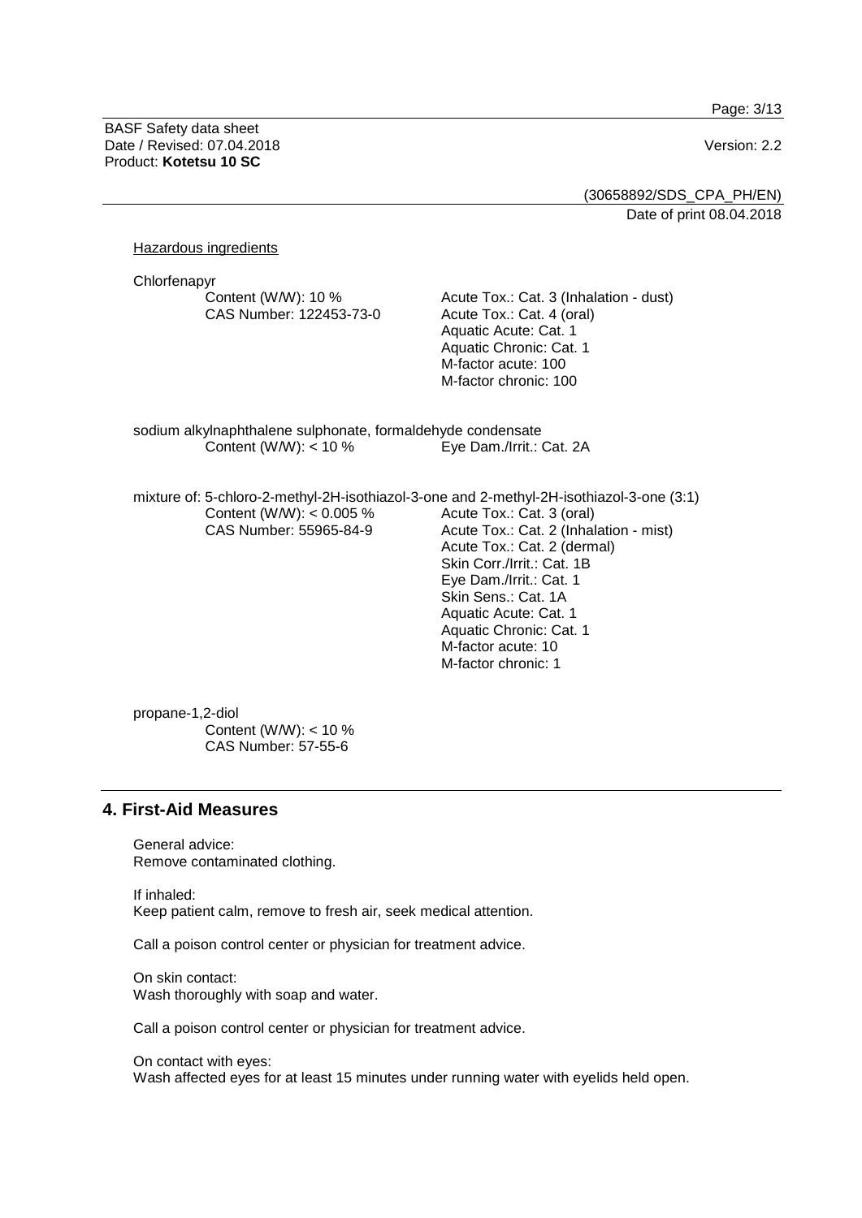Hazardous ingredients

Chlorfenapyr

Content (W/W): 10 %
CAS Number: 122453-73-0

Acute Tox.: Cat. 3 (Inhalation - dust)
Acute Tox.: Cat. 4 (oral)
Aquatic Acute: Cat. 1
Aquatic Chronic: Cat. 1
M-factor acute: 100
M-factor chronic: 100

sodium alkylnaphthalene sulphonate, formaldehyde condensate

Content (W/W): < 10 %

Eye Dam./Irrit.: Cat. 2A

mixture of: 5-chloro-2-methyl-2H-isothiazol-3-one and 2-methyl-2H-isothiazol-3-one (3:1)

Content (W/W): < 0.005 %
CAS Number: 55965-84-9

Acute Tox.: Cat. 3 (oral)
Acute Tox.: Cat. 2 (Inhalation - mist)
Acute Tox.: Cat. 2 (dermal)
Skin Corr./Irrit.: Cat. 1B
Eye Dam./Irrit.: Cat. 1
Skin Sens.: Cat. 1A
Aquatic Acute: Cat. 1
Aquatic Chronic: Cat. 1
M-factor acute: 10
M-factor chronic: 1

propane-1,2-diol

Content (W/W): < 10 %
CAS Number: 57-55-6

## 4. First-Aid Measures

General advice:
Remove contaminated clothing.

If inhaled:
Keep patient calm, remove to fresh air, seek medical attention.

Call a poison control center or physician for treatment advice.

On skin contact:
Wash thoroughly with soap and water.

Call a poison control center or physician for treatment advice.

On contact with eyes:
Wash affected eyes for at least 15 minutes under running water with eyelids held open.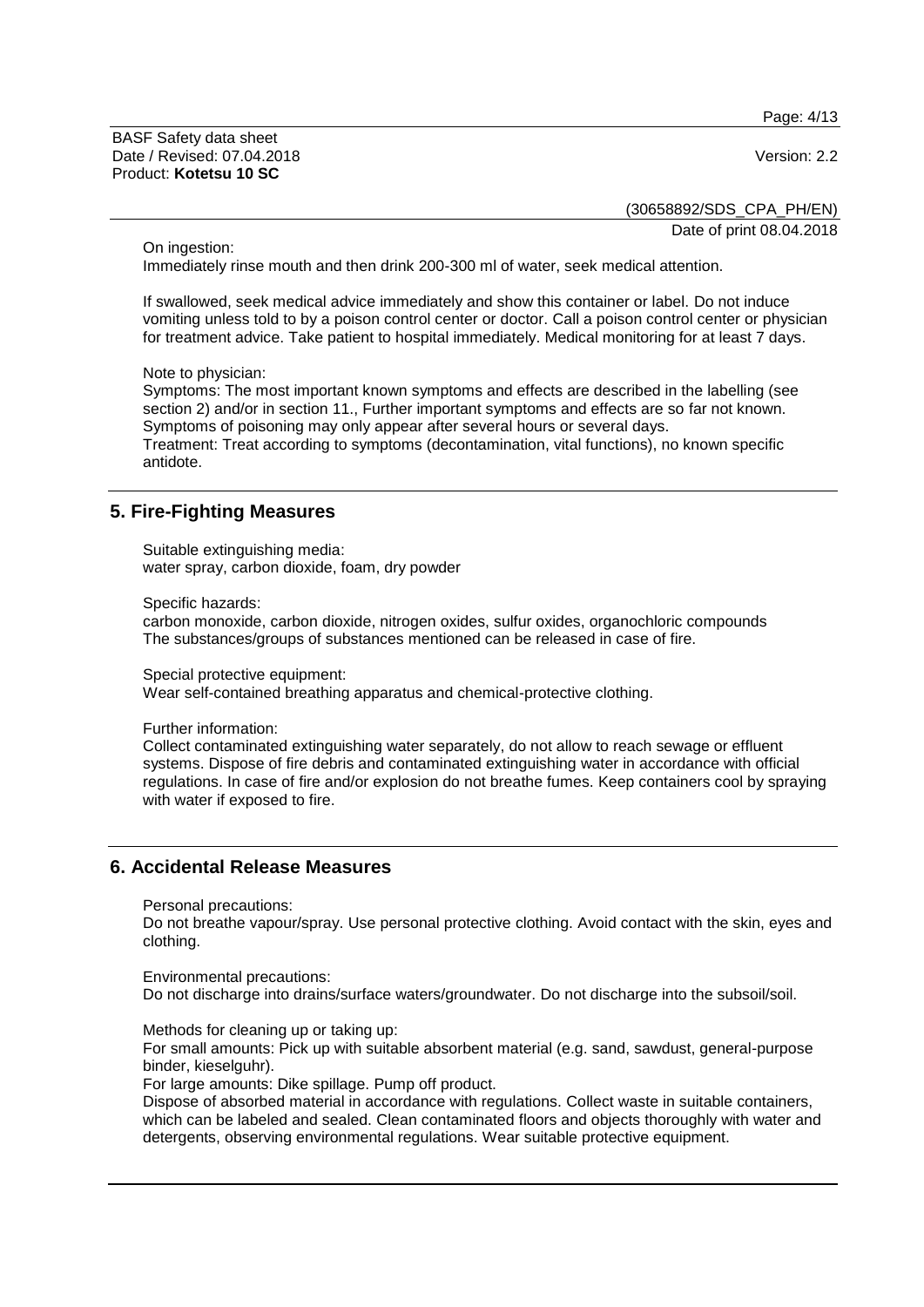On ingestion:
Immediately rinse mouth and then drink 200-300 ml of water, seek medical attention.

If swallowed, seek medical advice immediately and show this container or label. Do not induce vomiting unless told to by a poison control center or doctor. Call a poison control center or physician for treatment advice. Take patient to hospital immediately. Medical monitoring for at least 7 days.

Note to physician:
Symptoms: The most important known symptoms and effects are described in the labelling (see section 2) and/or in section 11., Further important symptoms and effects are so far not known. Symptoms of poisoning may only appear after several hours or several days.
Treatment: Treat according to symptoms (decontamination, vital functions), no known specific antidote.

## 5. Fire-Fighting Measures

Suitable extinguishing media:
water spray, carbon dioxide, foam, dry powder

Specific hazards:
carbon monoxide, carbon dioxide, nitrogen oxides, sulfur oxides, organochloric compounds
The substances/groups of substances mentioned can be released in case of fire.

Special protective equipment:
Wear self-contained breathing apparatus and chemical-protective clothing.

Further information:
Collect contaminated extinguishing water separately, do not allow to reach sewage or effluent systems. Dispose of fire debris and contaminated extinguishing water in accordance with official regulations. In case of fire and/or explosion do not breathe fumes. Keep containers cool by spraying with water if exposed to fire.

## 6. Accidental Release Measures

Personal precautions:
Do not breathe vapour/spray. Use personal protective clothing. Avoid contact with the skin, eyes and clothing.

Environmental precautions:
Do not discharge into drains/surface waters/groundwater. Do not discharge into the subsoil/soil.

Methods for cleaning up or taking up:
For small amounts: Pick up with suitable absorbent material (e.g. sand, sawdust, general-purpose binder, kieselguhr).
For large amounts: Dike spillage. Pump off product.
Dispose of absorbed material in accordance with regulations. Collect waste in suitable containers, which can be labeled and sealed. Clean contaminated floors and objects thoroughly with water and detergents, observing environmental regulations. Wear suitable protective equipment.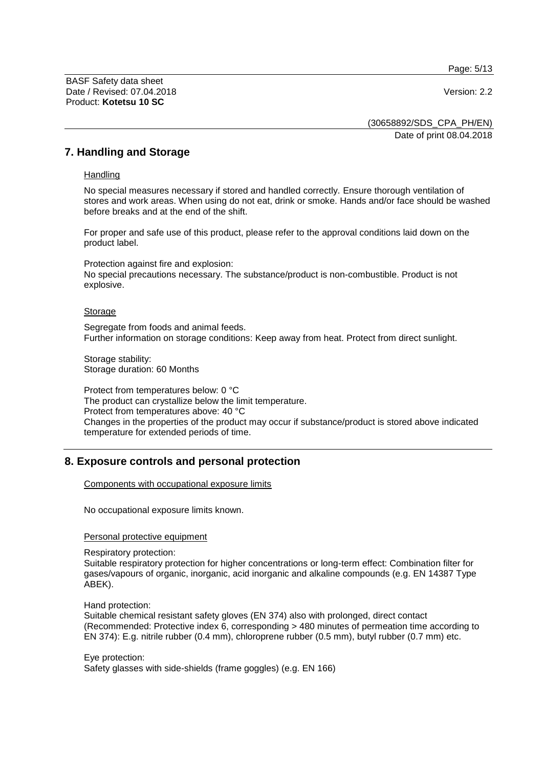## 7. Handling and Storage

Handling

No special measures necessary if stored and handled correctly. Ensure thorough ventilation of stores and work areas. When using do not eat, drink or smoke. Hands and/or face should be washed before breaks and at the end of the shift.

For proper and safe use of this product, please refer to the approval conditions laid down on the product label.

Protection against fire and explosion:
No special precautions necessary. The substance/product is non-combustible. Product is not explosive.

Storage

Segregate from foods and animal feeds.
Further information on storage conditions: Keep away from heat. Protect from direct sunlight.

Storage stability:
Storage duration: 60 Months

Protect from temperatures below: 0 °C
The product can crystallize below the limit temperature.
Protect from temperatures above: 40 °C
Changes in the properties of the product may occur if substance/product is stored above indicated temperature for extended periods of time.

## 8. Exposure controls and personal protection

Components with occupational exposure limits

No occupational exposure limits known.

Personal protective equipment

Respiratory protection:
Suitable respiratory protection for higher concentrations or long-term effect: Combination filter for gases/vapours of organic, inorganic, acid inorganic and alkaline compounds (e.g. EN 14387 Type ABEK).

Hand protection:
Suitable chemical resistant safety gloves (EN 374) also with prolonged, direct contact (Recommended: Protective index 6, corresponding > 480 minutes of permeation time according to EN 374): E.g. nitrile rubber (0.4 mm), chloroprene rubber (0.5 mm), butyl rubber (0.7 mm) etc.

Eye protection:
Safety glasses with side-shields (frame goggles) (e.g. EN 166)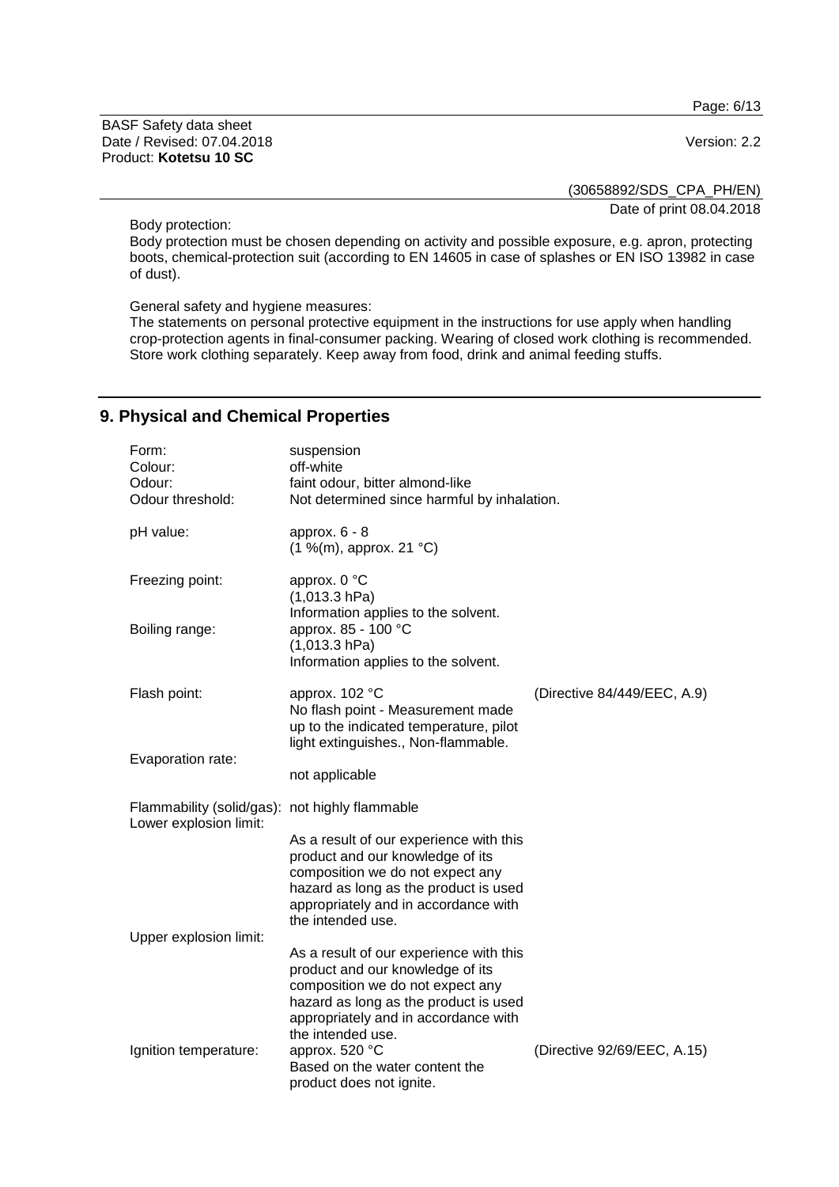Body protection:

Body protection must be chosen depending on activity and possible exposure, e.g. apron, protecting boots, chemical-protection suit (according to EN 14605 in case of splashes or EN ISO 13982 in case of dust).

General safety and hygiene measures:

The statements on personal protective equipment in the instructions for use apply when handling crop-protection agents in final-consumer packing. Wearing of closed work clothing is recommended. Store work clothing separately. Keep away from food, drink and animal feeding stuffs.

## 9. Physical and Chemical Properties

| | | |
|---|---|---|
| Form: | suspension | |
| Colour: | off-white | |
| Odour: | faint odour, bitter almond-like | |
| Odour threshold: | Not determined since harmful by inhalation. | |
| pH value: | approx. 6 - 8<br>(1 %(m), approx. 21 °C) | |
| Freezing point: | approx. 0 °C<br>(1,013.3 hPa)<br>Information applies to the solvent. | |
| Boiling range: | approx. 85 - 100 °C<br>(1,013.3 hPa)<br>Information applies to the solvent. | |
| Flash point: | approx. 102 °C<br>No flash point - Measurement made up to the indicated temperature, pilot light extinguishes., Non-flammable. | (Directive 84/449/EEC, A.9) |
| Evaporation rate: | not applicable | |
| Flammability (solid/gas): | not highly flammable | |
| Lower explosion limit: | As a result of our experience with this product and our knowledge of its composition we do not expect any hazard as long as the product is used appropriately and in accordance with the intended use. | |
| Upper explosion limit: | As a result of our experience with this product and our knowledge of its composition we do not expect any hazard as long as the product is used appropriately and in accordance with the intended use. | |
| Ignition temperature: | approx. 520 °C<br>Based on the water content the product does not ignite. | (Directive 92/69/EEC, A.15) |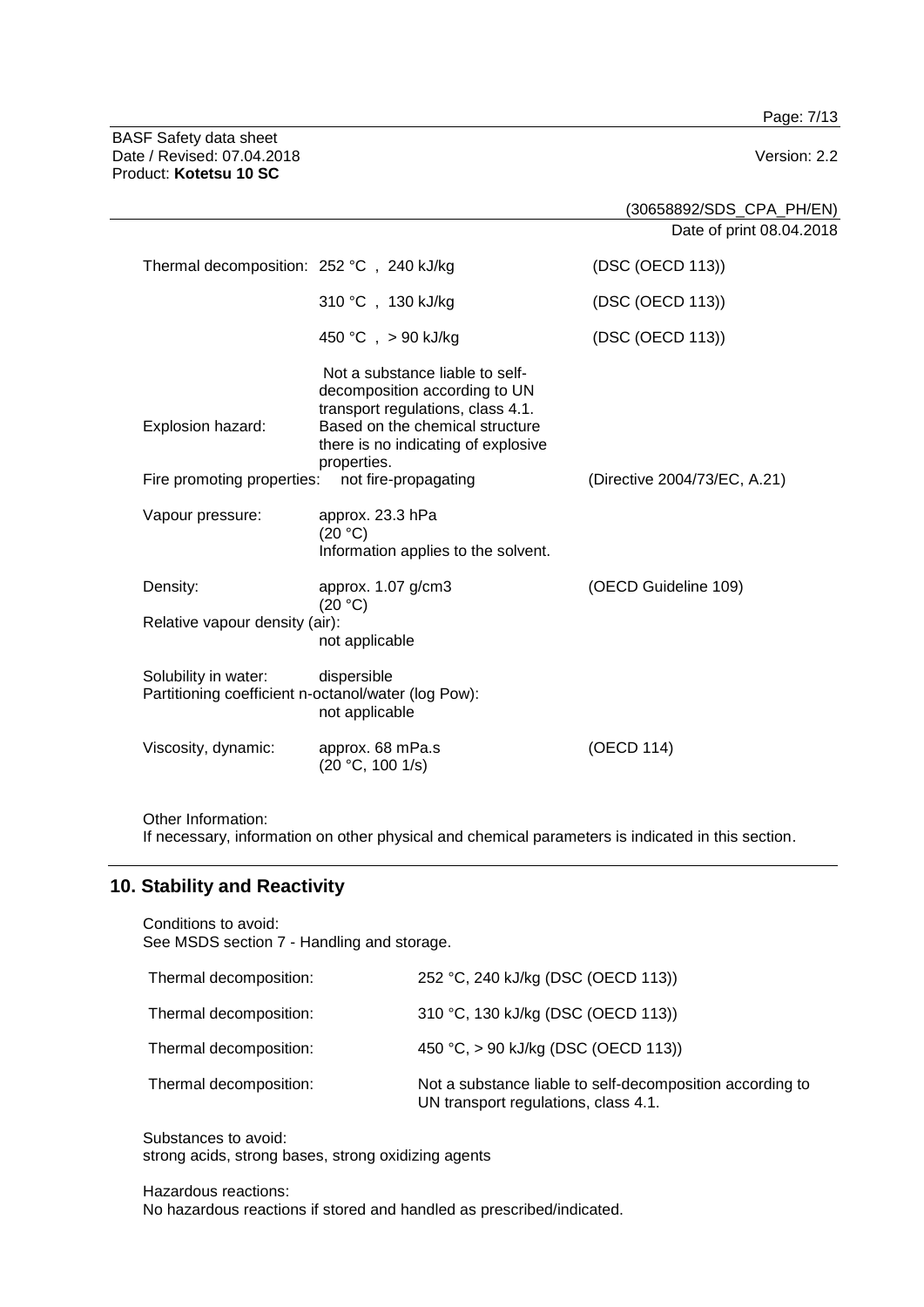| | | |
|---|---|---|
| Thermal decomposition: | 252 °C , 240 kJ/kg | (DSC (OECD 113)) |
| | 310 °C , 130 kJ/kg | (DSC (OECD 113)) |
| | 450 °C , > 90 kJ/kg | (DSC (OECD 113)) |
| | Not a substance liable to self-decomposition according to UN transport regulations, class 4.1. | |
| Explosion hazard: | Based on the chemical structure there is no indicating of explosive properties. | |
| Fire promoting properties: | not fire-propagating | (Directive 2004/73/EC, A.21) |
| Vapour pressure: | approx. 23.3 hPa (20 °C) Information applies to the solvent. | |
| Density: | approx. 1.07 g/cm3 (20 °C) | (OECD Guideline 109) |
| Relative vapour density (air): | not applicable | |
| Solubility in water: | dispersible | |
| Partitioning coefficient n-octanol/water (log Pow): | not applicable | |
| Viscosity, dynamic: | approx. 68 mPa.s (20 °C, 100 1/s) | (OECD 114) |

Other Information:
If necessary, information on other physical and chemical parameters is indicated in this section.

## 10. Stability and Reactivity

Conditions to avoid:
See MSDS section 7 - Handling and storage.

| | |
|---|---|
| Thermal decomposition: | 252 °C, 240 kJ/kg (DSC (OECD 113)) |
| Thermal decomposition: | 310 °C, 130 kJ/kg (DSC (OECD 113)) |
| Thermal decomposition: | 450 °C, > 90 kJ/kg (DSC (OECD 113)) |
| Thermal decomposition: | Not a substance liable to self-decomposition according to UN transport regulations, class 4.1. |

Substances to avoid:
strong acids, strong bases, strong oxidizing agents

Hazardous reactions:
No hazardous reactions if stored and handled as prescribed/indicated.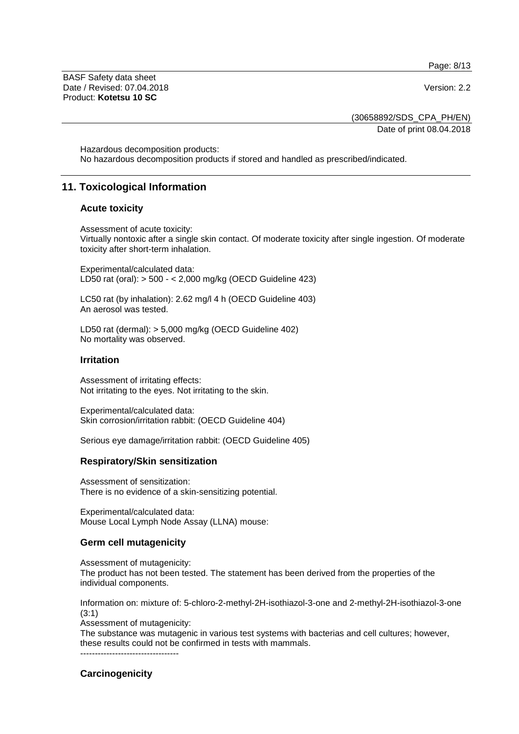Hazardous decomposition products:
No hazardous decomposition products if stored and handled as prescribed/indicated.

## 11. Toxicological Information

### Acute toxicity

Assessment of acute toxicity:
Virtually nontoxic after a single skin contact. Of moderate toxicity after single ingestion. Of moderate toxicity after short-term inhalation.

Experimental/calculated data:
LD50 rat (oral): > 500 - < 2,000 mg/kg (OECD Guideline 423)

LC50 rat (by inhalation): 2.62 mg/l 4 h (OECD Guideline 403)
An aerosol was tested.

LD50 rat (dermal): > 5,000 mg/kg (OECD Guideline 402)
No mortality was observed.

### Irritation

Assessment of irritating effects:
Not irritating to the eyes. Not irritating to the skin.

Experimental/calculated data:
Skin corrosion/irritation rabbit: (OECD Guideline 404)

Serious eye damage/irritation rabbit: (OECD Guideline 405)

### Respiratory/Skin sensitization

Assessment of sensitization:
There is no evidence of a skin-sensitizing potential.

Experimental/calculated data:
Mouse Local Lymph Node Assay (LLNA) mouse:

### Germ cell mutagenicity

Assessment of mutagenicity:
The product has not been tested. The statement has been derived from the properties of the individual components.

Information on: mixture of: 5-chloro-2-methyl-2H-isothiazol-3-one and 2-methyl-2H-isothiazol-3-one (3:1)
Assessment of mutagenicity:
The substance was mutagenic in various test systems with bacterias and cell cultures; however, these results could not be confirmed in tests with mammals.
----------------------------------

### Carcinogenicity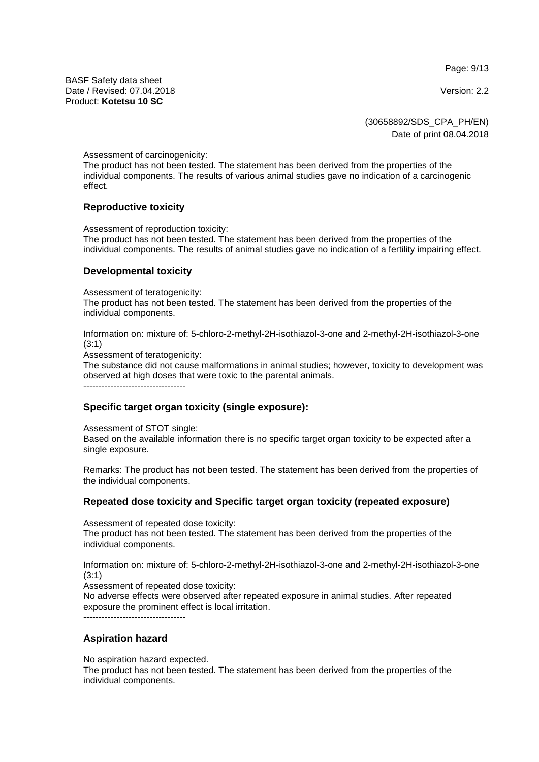Assessment of carcinogenicity:
The product has not been tested. The statement has been derived from the properties of the individual components. The results of various animal studies gave no indication of a carcinogenic effect.

## Reproductive toxicity

Assessment of reproduction toxicity:
The product has not been tested. The statement has been derived from the properties of the individual components. The results of animal studies gave no indication of a fertility impairing effect.

## Developmental toxicity

Assessment of teratogenicity:
The product has not been tested. The statement has been derived from the properties of the individual components.

Information on: mixture of: 5-chloro-2-methyl-2H-isothiazol-3-one and 2-methyl-2H-isothiazol-3-one (3:1)
Assessment of teratogenicity:
The substance did not cause malformations in animal studies; however, toxicity to development was observed at high doses that were toxic to the parental animals.
----------------------------------

## Specific target organ toxicity (single exposure):

Assessment of STOT single:
Based on the available information there is no specific target organ toxicity to be expected after a single exposure.

Remarks: The product has not been tested. The statement has been derived from the properties of the individual components.

## Repeated dose toxicity and Specific target organ toxicity (repeated exposure)

Assessment of repeated dose toxicity:
The product has not been tested. The statement has been derived from the properties of the individual components.

Information on: mixture of: 5-chloro-2-methyl-2H-isothiazol-3-one and 2-methyl-2H-isothiazol-3-one (3:1)
Assessment of repeated dose toxicity:
No adverse effects were observed after repeated exposure in animal studies. After repeated exposure the prominent effect is local irritation.
----------------------------------

## Aspiration hazard

No aspiration hazard expected.
The product has not been tested. The statement has been derived from the properties of the individual components.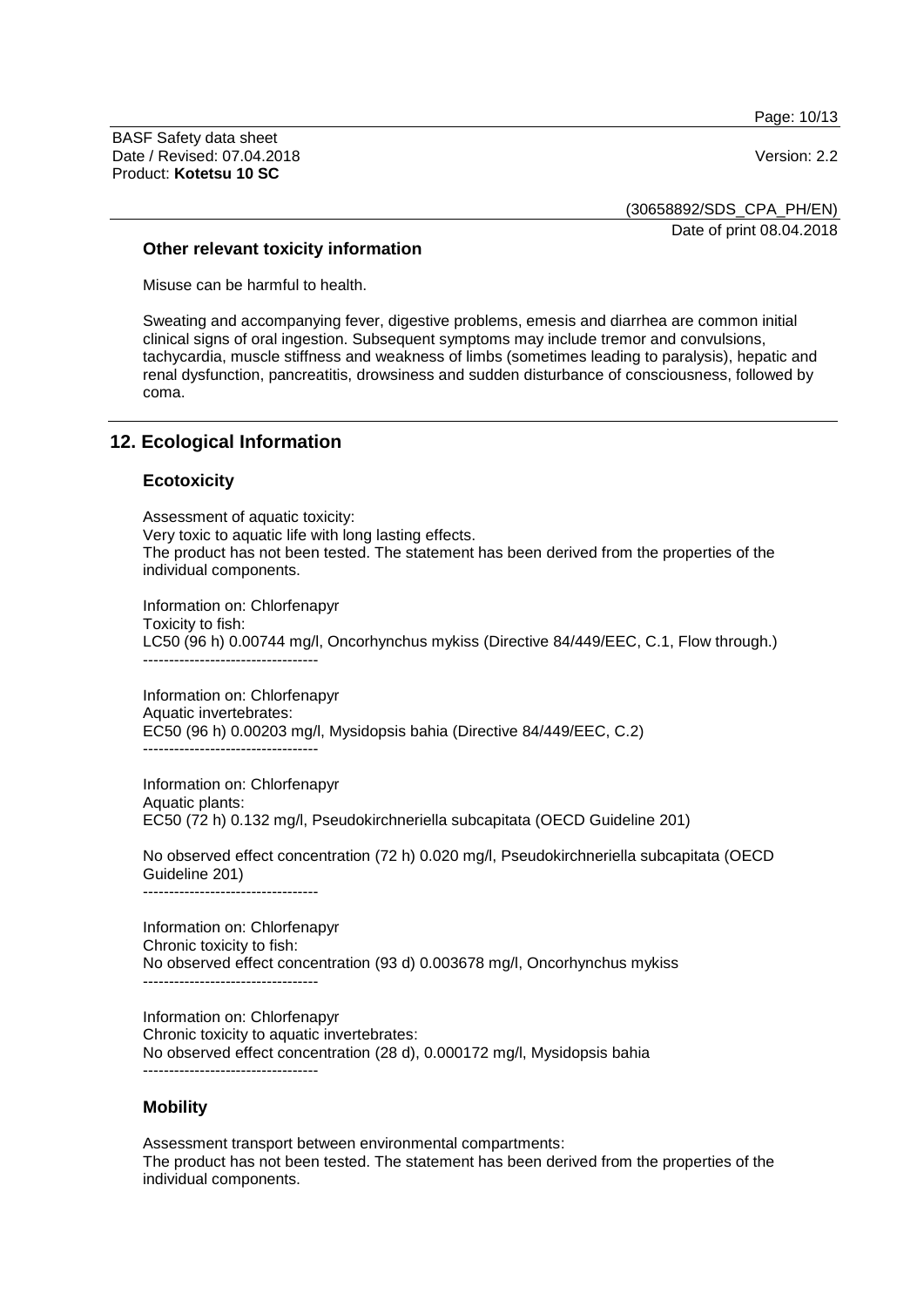### Other relevant toxicity information

Misuse can be harmful to health.

Sweating and accompanying fever, digestive problems, emesis and diarrhea are common initial clinical signs of oral ingestion. Subsequent symptoms may include tremor and convulsions, tachycardia, muscle stiffness and weakness of limbs (sometimes leading to paralysis), hepatic and renal dysfunction, pancreatitis, drowsiness and sudden disturbance of consciousness, followed by coma.

## 12. Ecological Information

### Ecotoxicity

Assessment of aquatic toxicity:
Very toxic to aquatic life with long lasting effects.
The product has not been tested. The statement has been derived from the properties of the individual components.

Information on: Chlorfenapyr
Toxicity to fish:
LC50 (96 h) 0.00744 mg/l, Oncorhynchus mykiss (Directive 84/449/EEC, C.1, Flow through.)
----------------------------------

Information on: Chlorfenapyr
Aquatic invertebrates:
EC50 (96 h) 0.00203 mg/l, Mysidopsis bahia (Directive 84/449/EEC, C.2)
----------------------------------

Information on: Chlorfenapyr
Aquatic plants:
EC50 (72 h) 0.132 mg/l, Pseudokirchneriella subcapitata (OECD Guideline 201)

No observed effect concentration (72 h) 0.020 mg/l, Pseudokirchneriella subcapitata (OECD Guideline 201)
----------------------------------

Information on: Chlorfenapyr
Chronic toxicity to fish:
No observed effect concentration (93 d) 0.003678 mg/l, Oncorhynchus mykiss
----------------------------------

Information on: Chlorfenapyr
Chronic toxicity to aquatic invertebrates:
No observed effect concentration (28 d), 0.000172 mg/l, Mysidopsis bahia
----------------------------------

### Mobility

Assessment transport between environmental compartments:
The product has not been tested. The statement has been derived from the properties of the individual components.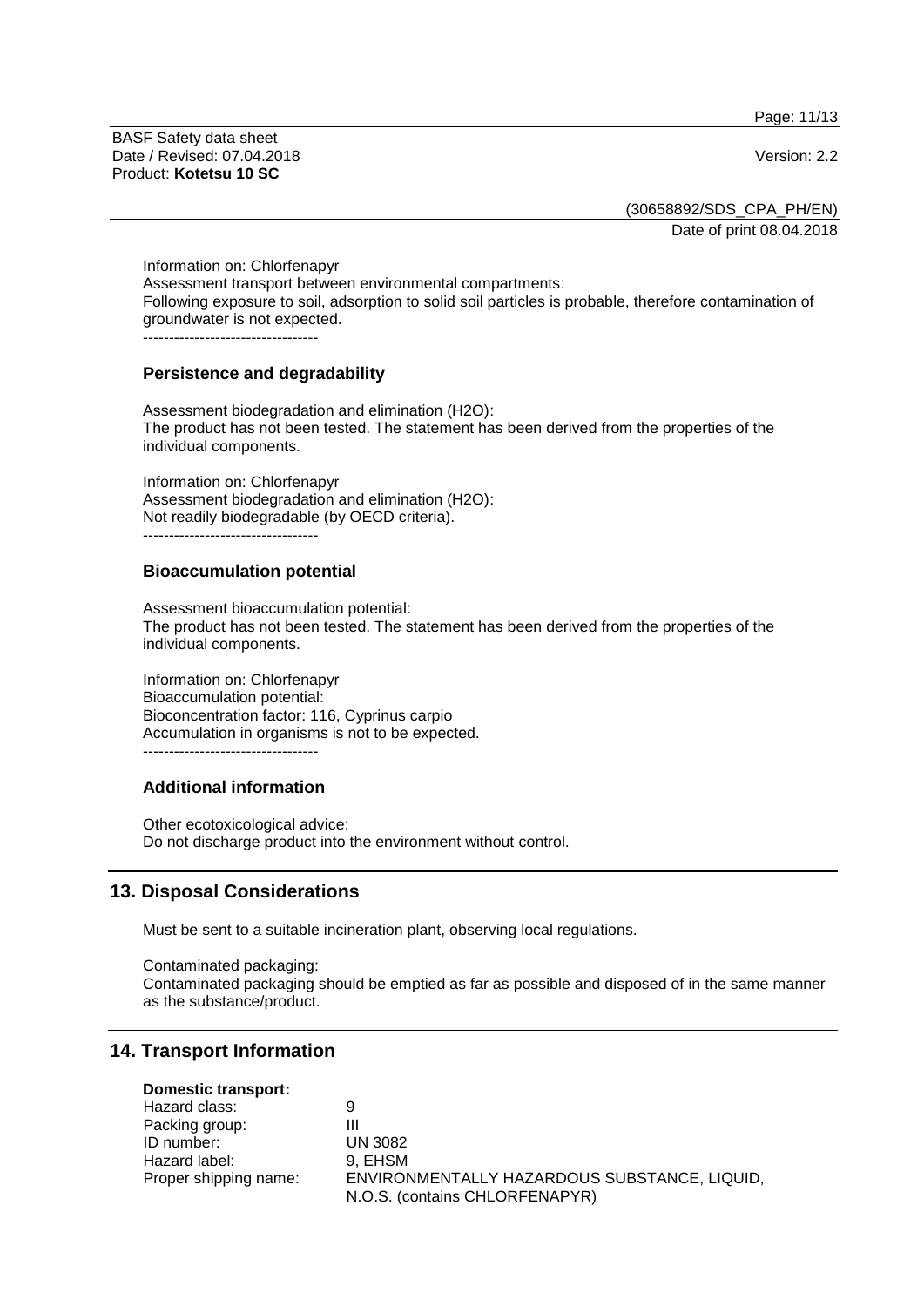Information on: Chlorfenapyr
Assessment transport between environmental compartments:
Following exposure to soil, adsorption to solid soil particles is probable, therefore contamination of groundwater is not expected.
----------------------------------

### Persistence and degradability

Assessment biodegradation and elimination (H2O):
The product has not been tested. The statement has been derived from the properties of the individual components.

Information on: Chlorfenapyr
Assessment biodegradation and elimination (H2O):
Not readily biodegradable (by OECD criteria).
----------------------------------

### Bioaccumulation potential

Assessment bioaccumulation potential:
The product has not been tested. The statement has been derived from the properties of the individual components.

Information on: Chlorfenapyr
Bioaccumulation potential:
Bioconcentration factor: 116, Cyprinus carpio
Accumulation in organisms is not to be expected.
----------------------------------

### Additional information

Other ecotoxicological advice:
Do not discharge product into the environment without control.

## 13. Disposal Considerations

Must be sent to a suitable incineration plant, observing local regulations.

Contaminated packaging:
Contaminated packaging should be emptied as far as possible and disposed of in the same manner as the substance/product.

## 14. Transport Information

**Domestic transport:**

| | |
|---|---|
| Hazard class: | 9 |
| Packing group: | III |
| ID number: | UN 3082 |
| Hazard label: | 9, EHSM |
| Proper shipping name: | ENVIRONMENTALLY HAZARDOUS SUBSTANCE, LIQUID, N.O.S. (contains CHLORFENAPYR) |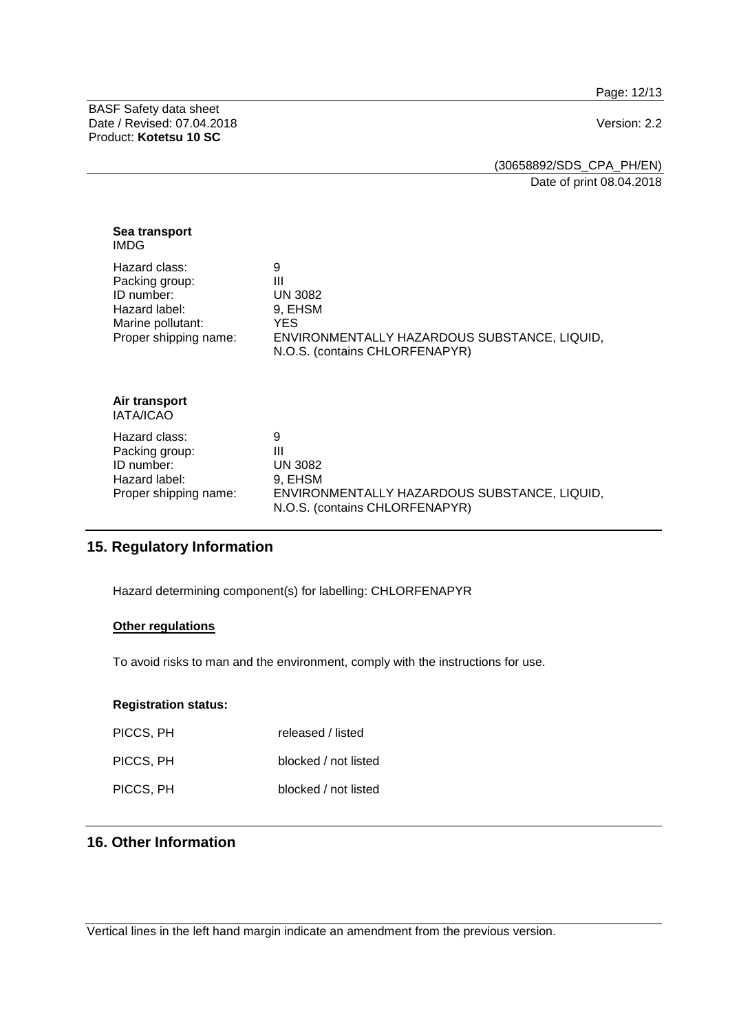**Sea transport**
IMDG

| | |
|---|---|
| Hazard class: | 9 |
| Packing group: | III |
| ID number: | UN 3082 |
| Hazard label: | 9, EHSM |
| Marine pollutant: | YES |
| Proper shipping name: | ENVIRONMENTALLY HAZARDOUS SUBSTANCE, LIQUID, N.O.S. (contains CHLORFENAPYR) |

**Air transport**
IATA/ICAO

| | |
|---|---|
| Hazard class: | 9 |
| Packing group: | III |
| ID number: | UN 3082 |
| Hazard label: | 9, EHSM |
| Proper shipping name: | ENVIRONMENTALLY HAZARDOUS SUBSTANCE, LIQUID, N.O.S. (contains CHLORFENAPYR) |

## 15. Regulatory Information

Hazard determining component(s) for labelling: CHLORFENAPYR

**Other regulations**

To avoid risks to man and the environment, comply with the instructions for use.

**Registration status:**

| | |
|---|---|
| PICCS, PH | released / listed |
| PICCS, PH | blocked / not listed |
| PICCS, PH | blocked / not listed |

## 16. Other Information

Vertical lines in the left hand margin indicate an amendment from the previous version.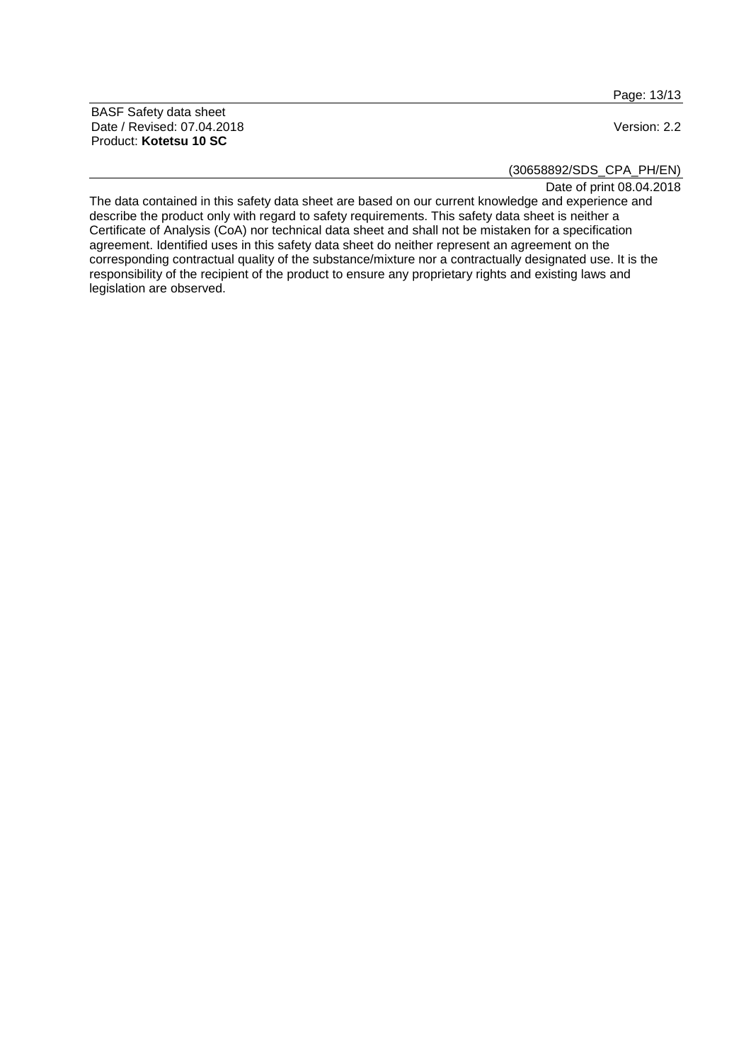The data contained in this safety data sheet are based on our current knowledge and experience and describe the product only with regard to safety requirements. This safety data sheet is neither a Certificate of Analysis (CoA) nor technical data sheet and shall not be mistaken for a specification agreement. Identified uses in this safety data sheet do neither represent an agreement on the corresponding contractual quality of the substance/mixture nor a contractually designated use. It is the responsibility of the recipient of the product to ensure any proprietary rights and existing laws and legislation are observed.